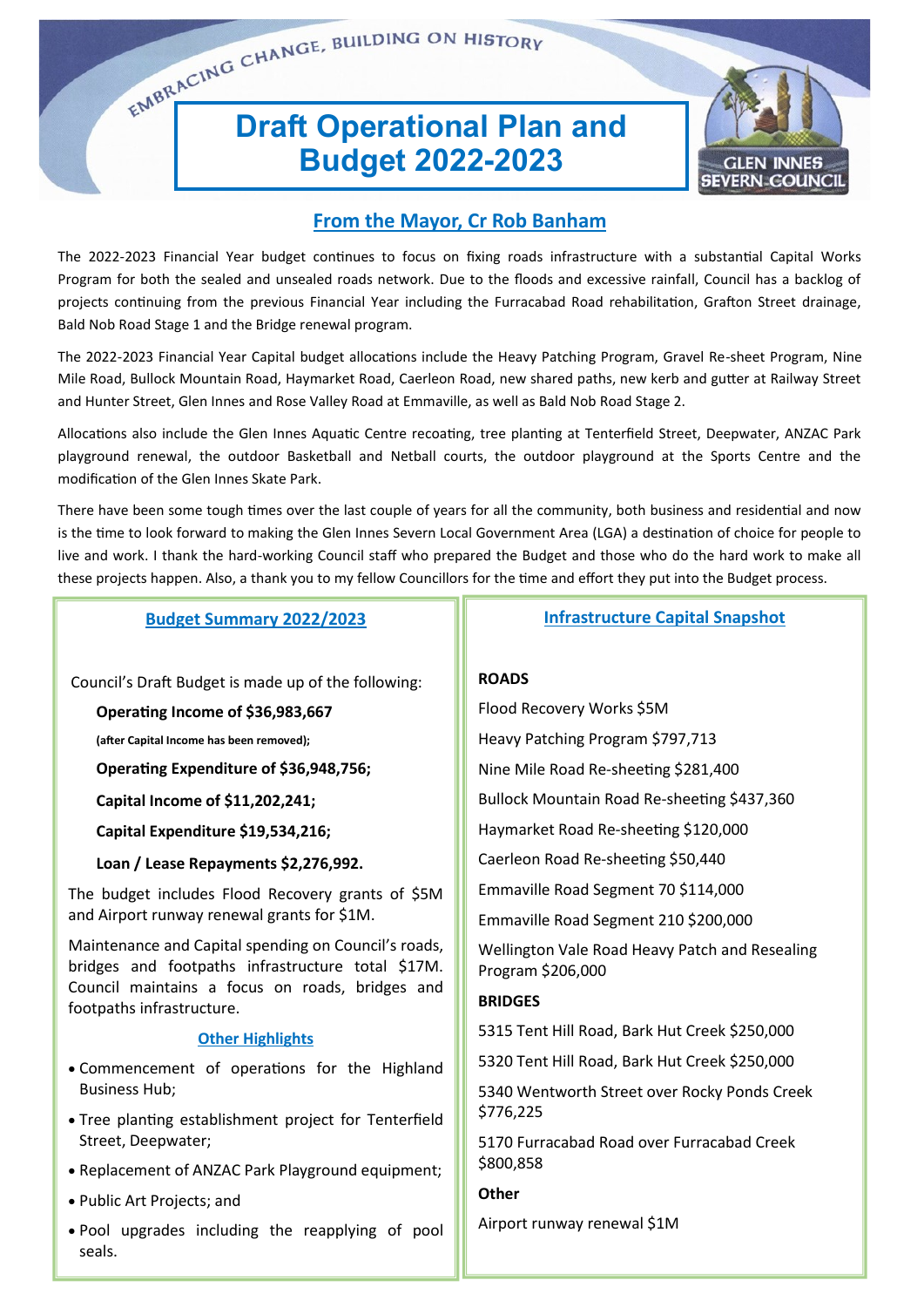EMBRACING CHANGE, BUILDING ON HISTORY

# Draft Operational Plan and Budget 2022-2023

GLEN INNES SEVERN COUNCIL

## From the Mayor, Cr Rob Banham

The 2022-2023 Financial Year budget continues to focus on fixing roads infrastructure with a substantial Capital Works Program for both the sealed and unsealed roads network. Due to the floods and excessive rainfall, Council has a backlog of projects continuing from the previous Financial Year including the Furracabad Road rehabilitation, Grafton Street drainage, Bald Nob Road Stage 1 and the Bridge renewal program.

The 2022-2023 Financial Year Capital budget allocations include the Heavy Patching Program, Gravel Re-sheet Program, Nine Mile Road, Bullock Mountain Road, Haymarket Road, Caerleon Road, new shared paths, new kerb and gutter at Railway Street and Hunter Street, Glen Innes and Rose Valley Road at Emmaville, as well as Bald Nob Road Stage 2.

Allocations also include the Glen Innes Aquatic Centre recoating, tree planting at Tenterfield Street, Deepwater, ANZAC Park playground renewal, the outdoor Basketball and Netball courts, the outdoor playground at the Sports Centre and the modification of the Glen Innes Skate Park.

There have been some tough times over the last couple of years for all the community, both business and residential and now is the time to look forward to making the Glen Innes Severn Local Government Area (LGA) a destination of choice for people to live and work. I thank the hard-working Council staff who prepared the Budget and those who do the hard work to make all these projects happen. Also, a thank you to my fellow Councillors for the time and effort they put into the Budget process.

## Budget Summary 2022/2023

Council's Draft Budget is made up of the following:

**Operating Income of $36,983,667**

**(after Capital Income has been removed);**

**Operating Expenditure of $36,948,756;**

**Capital Income of $11,202,241;**

**Capital Expenditure $19,534,216;**

**Loan / Lease Repayments $2,276,992.**

The budget includes Flood Recovery grants of $5M and Airport runway renewal grants for $1M.

Maintenance and Capital spending on Council's roads, bridges and footpaths infrastructure total $17M. Council maintains a focus on roads, bridges and footpaths infrastructure.

### Other Highlights

- Commencement of operations for the Highland Business Hub;
- Tree planting establishment project for Tenterfield Street, Deepwater;
- Replacement of ANZAC Park Playground equipment;
- Public Art Projects; and
- Pool upgrades including the reapplying of pool seals.

## Infrastructure Capital Snapshot

**ROADS**

Flood Recovery Works $5M

Heavy Patching Program $797,713

Nine Mile Road Re-sheeting $281,400

Bullock Mountain Road Re-sheeting $437,360

Haymarket Road Re-sheeting $120,000

Caerleon Road Re-sheeting $50,440

Emmaville Road Segment 70 $114,000

Emmaville Road Segment 210 $200,000

Wellington Vale Road Heavy Patch and Resealing Program $206,000

**BRIDGES**

5315 Tent Hill Road, Bark Hut Creek $250,000

5320 Tent Hill Road, Bark Hut Creek $250,000

5340 Wentworth Street over Rocky Ponds Creek $776,225

5170 Furracabad Road over Furracabad Creek $800,858

**Other**

Airport runway renewal $1M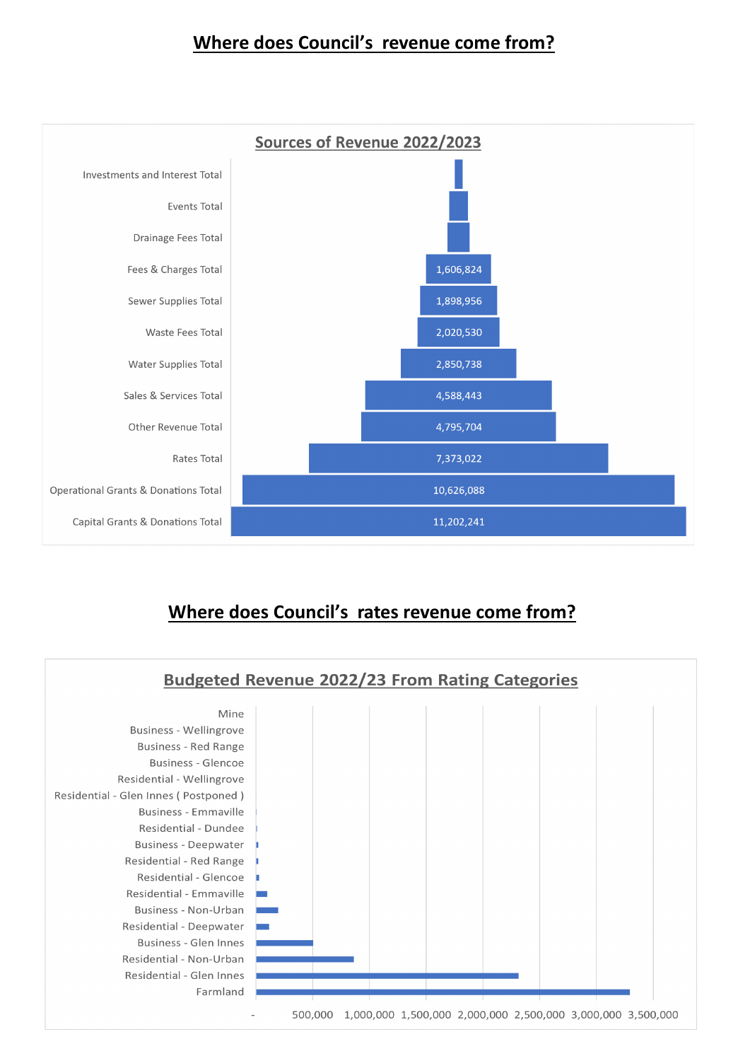## Where does Council's revenue come from?

### Sources of Revenue 2022/2023

| Source | Amount |
|---|---|
| Investments and Interest Total | |
| Events Total | |
| Drainage Fees Total | |
| Fees & Charges Total | 1,606,824 |
| Sewer Supplies Total | 1,898,956 |
| Waste Fees Total | 2,020,530 |
| Water Supplies Total | 2,850,738 |
| Sales & Services Total | 4,588,443 |
| Other Revenue Total | 4,795,704 |
| Rates Total | 7,373,022 |
| Operational Grants & Donations Total | 10,626,088 |
| Capital Grants & Donations Total | 11,202,241 |

## Where does Council's rates revenue come from?

### Budgeted Revenue 2022/23 From Rating Categories

Categories (from top to bottom): Mine; Business - Wellingrove; Business - Red Range; Business - Glencoe; Residential - Wellingrove; Residential - Glen Innes ( Postponed ); Business - Emmaville; Residential - Dundee; Business - Deepwater; Residential - Red Range; Residential - Glencoe; Residential - Emmaville; Business - Non-Urban; Residential - Deepwater; Business - Glen Innes; Residential - Non-Urban; Residential - Glen Innes; Farmland

Axis: - ; 500,000 ; 1,000,000 ; 1,500,000 ; 2,000,000 ; 2,500,000 ; 3,000,000 ; 3,500,000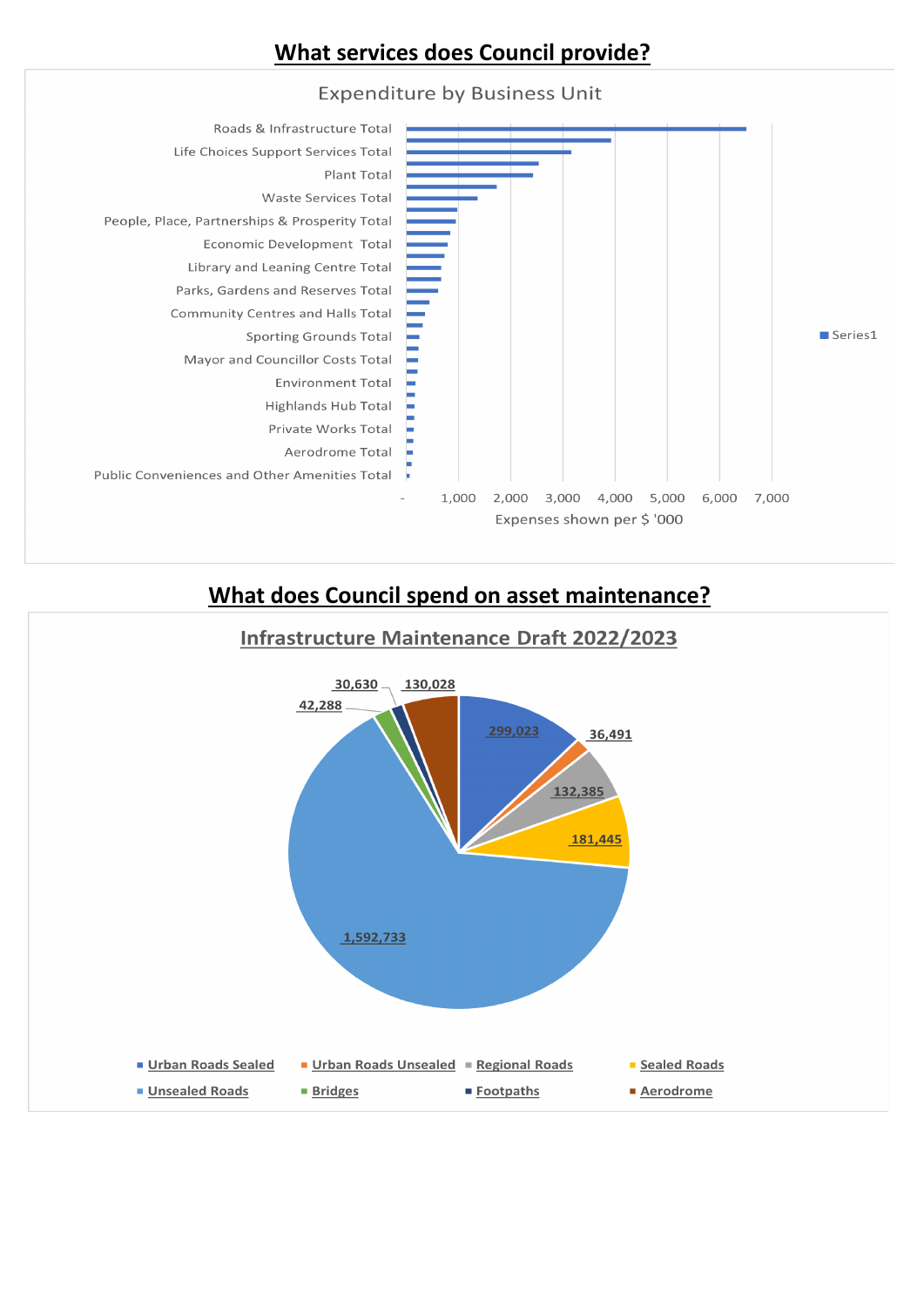## What services does Council provide?

**Expenditure by Business Unit**

| Business Unit |
|---|
| Roads & Infrastructure Total |
| Life Choices Support Services Total |
| Plant Total |
| Waste Services Total |
| People, Place, Partnerships & Prosperity Total |
| Economic Development Total |
| Library and Leaning Centre Total |
| Parks, Gardens and Reserves Total |
| Community Centres and Halls Total |
| Sporting Grounds Total |
| Mayor and Councillor Costs Total |
| Environment Total |
| Highlands Hub Total |
| Private Works Total |
| Aerodrome Total |
| Public Conveniences and Other Amenities Total |

Series1

Expenses shown per $ '000

## What does Council spend on asset maintenance?

**Infrastructure Maintenance Draft 2022/2023**

| Category | Amount |
|---|---|
| Urban Roads Sealed | 299,023 |
| Urban Roads Unsealed | 36,491 |
| Regional Roads | 132,385 |
| Sealed Roads | 181,445 |
| Unsealed Roads | 1,592,733 |
| Bridges | 42,288 |
| Footpaths | 30,630 |
| Aerodrome | 130,028 |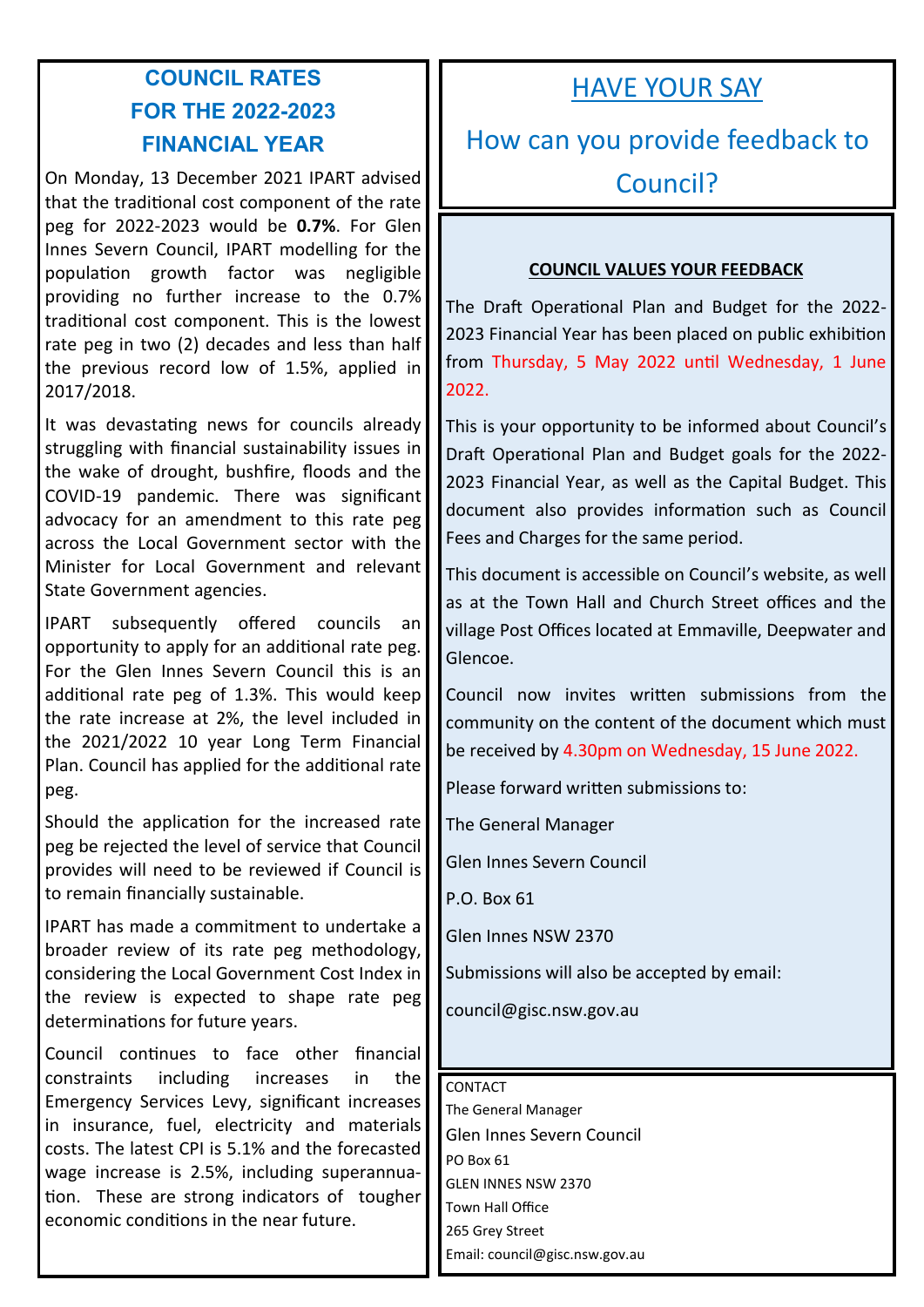## COUNCIL RATES FOR THE 2022-2023 FINANCIAL YEAR

On Monday, 13 December 2021 IPART advised that the traditional cost component of the rate peg for 2022-2023 would be **0.7%**. For Glen Innes Severn Council, IPART modelling for the population growth factor was negligible providing no further increase to the 0.7% traditional cost component. This is the lowest rate peg in two (2) decades and less than half the previous record low of 1.5%, applied in 2017/2018.

It was devastating news for councils already struggling with financial sustainability issues in the wake of drought, bushfire, floods and the COVID-19 pandemic. There was significant advocacy for an amendment to this rate peg across the Local Government sector with the Minister for Local Government and relevant State Government agencies.

IPART subsequently offered councils an opportunity to apply for an additional rate peg. For the Glen Innes Severn Council this is an additional rate peg of 1.3%. This would keep the rate increase at 2%, the level included in the 2021/2022 10 year Long Term Financial Plan. Council has applied for the additional rate peg.

Should the application for the increased rate peg be rejected the level of service that Council provides will need to be reviewed if Council is to remain financially sustainable.

IPART has made a commitment to undertake a broader review of its rate peg methodology, considering the Local Government Cost Index in the review is expected to shape rate peg determinations for future years.

Council continues to face other financial constraints including increases in the Emergency Services Levy, significant increases in insurance, fuel, electricity and materials costs. The latest CPI is 5.1% and the forecasted wage increase is 2.5%, including superannuation. These are strong indicators of tougher economic conditions in the near future.

## HAVE YOUR SAY

### How can you provide feedback to Council?

**COUNCIL VALUES YOUR FEEDBACK**

The Draft Operational Plan and Budget for the 2022-2023 Financial Year has been placed on public exhibition from Thursday, 5 May 2022 until Wednesday, 1 June 2022.

This is your opportunity to be informed about Council's Draft Operational Plan and Budget goals for the 2022-2023 Financial Year, as well as the Capital Budget. This document also provides information such as Council Fees and Charges for the same period.

This document is accessible on Council's website, as well as at the Town Hall and Church Street offices and the village Post Offices located at Emmaville, Deepwater and Glencoe.

Council now invites written submissions from the community on the content of the document which must be received by 4.30pm on Wednesday, 15 June 2022.

Please forward written submissions to:

The General Manager

Glen Innes Severn Council

P.O. Box 61

Glen Innes NSW 2370

Submissions will also be accepted by email:

council@gisc.nsw.gov.au

CONTACT
The General Manager
Glen Innes Severn Council
PO Box 61
GLEN INNES NSW 2370
Town Hall Office
265 Grey Street
Email: council@gisc.nsw.gov.au